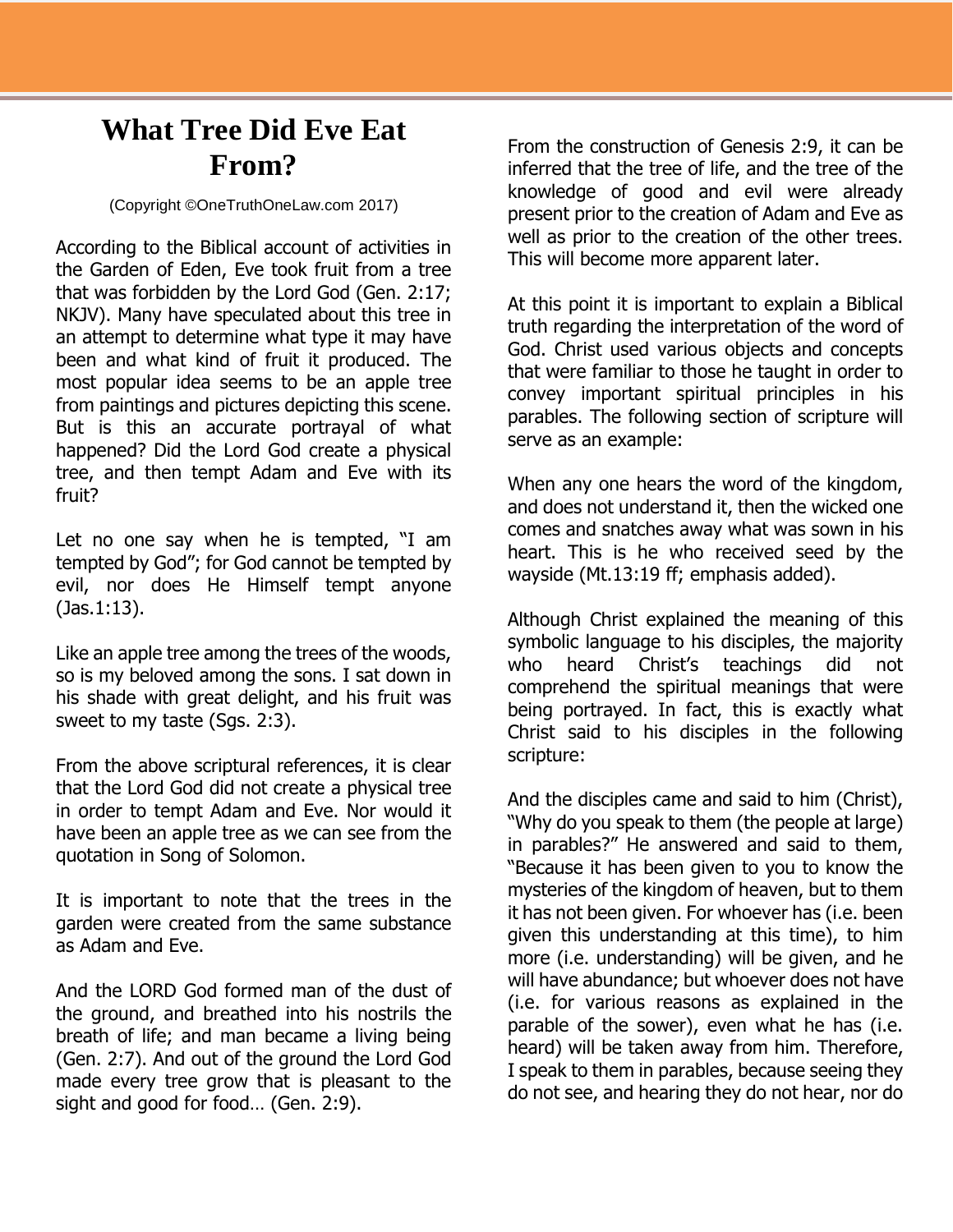# What Tree Did Eve Eat From?

(Copyright ©OneTruthOneLaw.com 2017)

According to the Biblical account of activities in the Garden of Eden, Eve took fruit from a tree that was forbidden by the Lord God (Gen. 2:17; NKJV). Many have speculated about this tree in an attempt to determine what type it may have been and what kind of fruit it produced. The most popular idea seems to be an apple tree from paintings and pictures depicting this scene. But is this an accurate portrayal of what happened? Did the Lord God create a physical tree, and then tempt Adam and Eve with its fruit?

Let no one say when he is tempted, "I am tempted by God"; for God cannot be tempted by evil, nor does He Himself tempt anyone (Jas.1:13).

Like an apple tree among the trees of the woods, so is my beloved among the sons. I sat down in his shade with great delight, and his fruit was sweet to my taste (Sgs. 2:3).

From the above scriptural references, it is clear that the Lord God did not create a physical tree in order to tempt Adam and Eve. Nor would it have been an apple tree as we can see from the quotation in Song of Solomon.

It is important to note that the trees in the garden were created from the same substance as Adam and Eve.

And the LORD God formed man of the dust of the ground, and breathed into his nostrils the breath of life; and man became a living being (Gen. 2:7). And out of the ground the Lord God made every tree grow that is pleasant to the sight and good for food… (Gen. 2:9).

From the construction of Genesis 2:9, it can be inferred that the tree of life, and the tree of the knowledge of good and evil were already present prior to the creation of Adam and Eve as well as prior to the creation of the other trees. This will become more apparent later.

At this point it is important to explain a Biblical truth regarding the interpretation of the word of God. Christ used various objects and concepts that were familiar to those he taught in order to convey important spiritual principles in his parables. The following section of scripture will serve as an example:

When any one hears the word of the kingdom, and does not understand it, then the wicked one comes and snatches away what was sown in his heart. This is he who received seed by the wayside (Mt.13:19 ff; emphasis added).

Although Christ explained the meaning of this symbolic language to his disciples, the majority who heard Christ's teachings did not comprehend the spiritual meanings that were being portrayed. In fact, this is exactly what Christ said to his disciples in the following scripture:

And the disciples came and said to him (Christ), "Why do you speak to them (the people at large) in parables?" He answered and said to them, "Because it has been given to you to know the mysteries of the kingdom of heaven, but to them it has not been given. For whoever has (i.e. been given this understanding at this time), to him more (i.e. understanding) will be given, and he will have abundance; but whoever does not have (i.e. for various reasons as explained in the parable of the sower), even what he has (i.e. heard) will be taken away from him. Therefore, I speak to them in parables, because seeing they do not see, and hearing they do not hear, nor do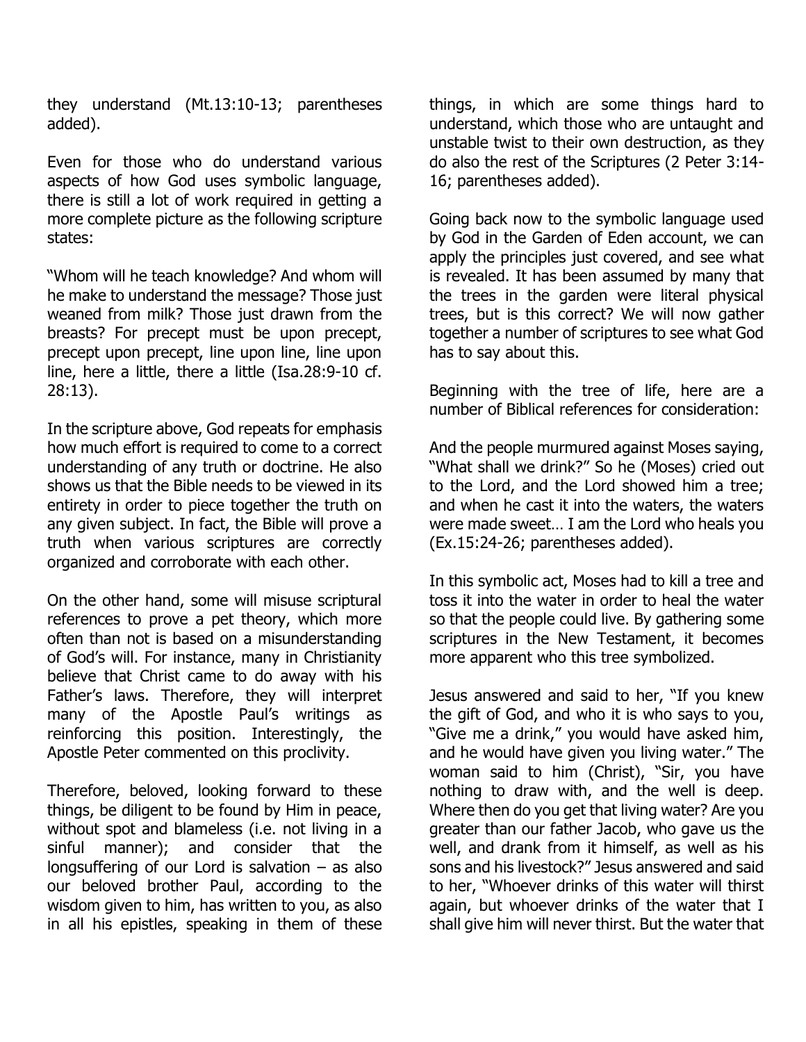they understand (Mt.13:10-13; parentheses added).

Even for those who do understand various aspects of how God uses symbolic language, there is still a lot of work required in getting a more complete picture as the following scripture states:

"Whom will he teach knowledge? And whom will he make to understand the message? Those just weaned from milk? Those just drawn from the breasts? For precept must be upon precept, precept upon precept, line upon line, line upon line, here a little, there a little (Isa.28:9-10 cf. 28:13).

In the scripture above, God repeats for emphasis how much effort is required to come to a correct understanding of any truth or doctrine. He also shows us that the Bible needs to be viewed in its entirety in order to piece together the truth on any given subject. In fact, the Bible will prove a truth when various scriptures are correctly organized and corroborate with each other.

On the other hand, some will misuse scriptural references to prove a pet theory, which more often than not is based on a misunderstanding of God's will. For instance, many in Christianity believe that Christ came to do away with his Father's laws. Therefore, they will interpret many of the Apostle Paul's writings as reinforcing this position. Interestingly, the Apostle Peter commented on this proclivity.

Therefore, beloved, looking forward to these things, be diligent to be found by Him in peace, without spot and blameless (i.e. not living in a sinful manner); and consider that the longsuffering of our Lord is salvation – as also our beloved brother Paul, according to the wisdom given to him, has written to you, as also in all his epistles, speaking in them of these things, in which are some things hard to understand, which those who are untaught and unstable twist to their own destruction, as they do also the rest of the Scriptures (2 Peter 3:14-16; parentheses added).

Going back now to the symbolic language used by God in the Garden of Eden account, we can apply the principles just covered, and see what is revealed. It has been assumed by many that the trees in the garden were literal physical trees, but is this correct? We will now gather together a number of scriptures to see what God has to say about this.

Beginning with the tree of life, here are a number of Biblical references for consideration:

And the people murmured against Moses saying, "What shall we drink?" So he (Moses) cried out to the Lord, and the Lord showed him a tree; and when he cast it into the waters, the waters were made sweet… I am the Lord who heals you (Ex.15:24-26; parentheses added).

In this symbolic act, Moses had to kill a tree and toss it into the water in order to heal the water so that the people could live. By gathering some scriptures in the New Testament, it becomes more apparent who this tree symbolized.

Jesus answered and said to her, "If you knew the gift of God, and who it is who says to you, "Give me a drink," you would have asked him, and he would have given you living water." The woman said to him (Christ), "Sir, you have nothing to draw with, and the well is deep. Where then do you get that living water? Are you greater than our father Jacob, who gave us the well, and drank from it himself, as well as his sons and his livestock?" Jesus answered and said to her, "Whoever drinks of this water will thirst again, but whoever drinks of the water that I shall give him will never thirst. But the water that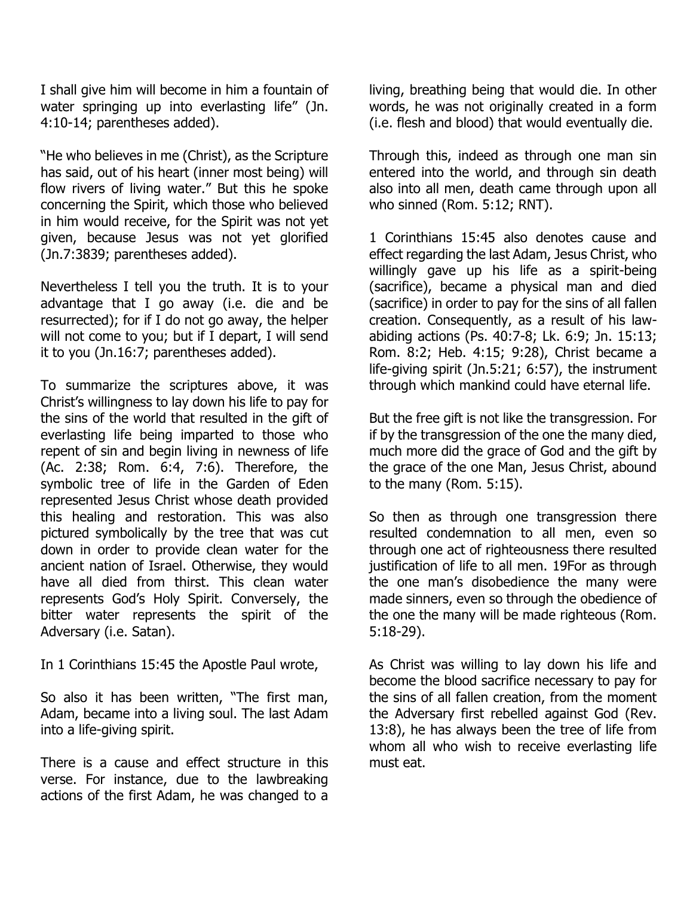I shall give him will become in him a fountain of water springing up into everlasting life" (Jn. 4:10-14; parentheses added).

"He who believes in me (Christ), as the Scripture has said, out of his heart (inner most being) will flow rivers of living water." But this he spoke concerning the Spirit, which those who believed in him would receive, for the Spirit was not yet given, because Jesus was not yet glorified (Jn.7:3839; parentheses added).

Nevertheless I tell you the truth. It is to your advantage that I go away (i.e. die and be resurrected); for if I do not go away, the helper will not come to you; but if I depart, I will send it to you (Jn.16:7; parentheses added).

To summarize the scriptures above, it was Christ's willingness to lay down his life to pay for the sins of the world that resulted in the gift of everlasting life being imparted to those who repent of sin and begin living in newness of life (Ac. 2:38; Rom. 6:4, 7:6). Therefore, the symbolic tree of life in the Garden of Eden represented Jesus Christ whose death provided this healing and restoration. This was also pictured symbolically by the tree that was cut down in order to provide clean water for the ancient nation of Israel. Otherwise, they would have all died from thirst. This clean water represents God's Holy Spirit. Conversely, the bitter water represents the spirit of the Adversary (i.e. Satan).

In 1 Corinthians 15:45 the Apostle Paul wrote,

So also it has been written, "The first man, Adam, became into a living soul. The last Adam into a life-giving spirit.

There is a cause and effect structure in this verse. For instance, due to the lawbreaking actions of the first Adam, he was changed to a living, breathing being that would die. In other words, he was not originally created in a form (i.e. flesh and blood) that would eventually die.

Through this, indeed as through one man sin entered into the world, and through sin death also into all men, death came through upon all who sinned (Rom. 5:12; RNT).

1 Corinthians 15:45 also denotes cause and effect regarding the last Adam, Jesus Christ, who willingly gave up his life as a spirit-being (sacrifice), became a physical man and died (sacrifice) in order to pay for the sins of all fallen creation. Consequently, as a result of his law-abiding actions (Ps. 40:7-8; Lk. 6:9; Jn. 15:13; Rom. 8:2; Heb. 4:15; 9:28), Christ became a life-giving spirit (Jn.5:21; 6:57), the instrument through which mankind could have eternal life.

But the free gift is not like the transgression. For if by the transgression of the one the many died, much more did the grace of God and the gift by the grace of the one Man, Jesus Christ, abound to the many (Rom. 5:15).

So then as through one transgression there resulted condemnation to all men, even so through one act of righteousness there resulted justification of life to all men. 19For as through the one man's disobedience the many were made sinners, even so through the obedience of the one the many will be made righteous (Rom. 5:18-29).

As Christ was willing to lay down his life and become the blood sacrifice necessary to pay for the sins of all fallen creation, from the moment the Adversary first rebelled against God (Rev. 13:8), he has always been the tree of life from whom all who wish to receive everlasting life must eat.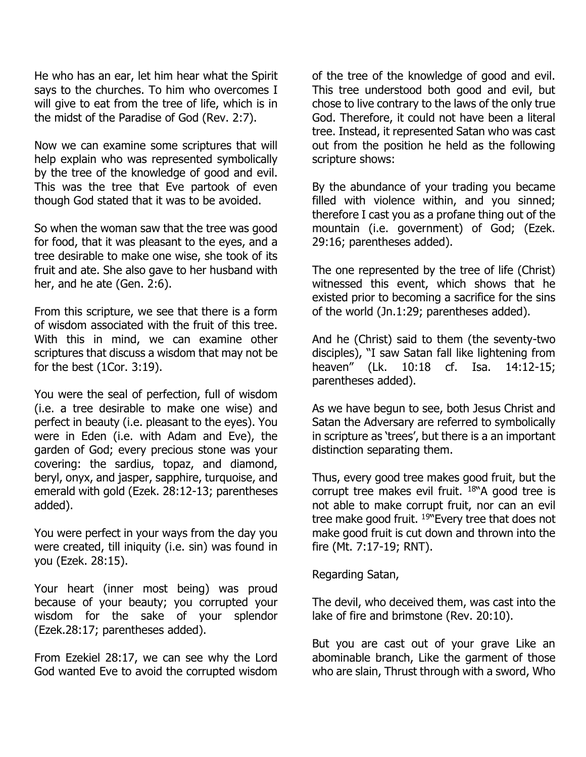He who has an ear, let him hear what the Spirit says to the churches. To him who overcomes I will give to eat from the tree of life, which is in the midst of the Paradise of God (Rev. 2:7).

Now we can examine some scriptures that will help explain who was represented symbolically by the tree of the knowledge of good and evil. This was the tree that Eve partook of even though God stated that it was to be avoided.

So when the woman saw that the tree was good for food, that it was pleasant to the eyes, and a tree desirable to make one wise, she took of its fruit and ate. She also gave to her husband with her, and he ate (Gen. 2:6).

From this scripture, we see that there is a form of wisdom associated with the fruit of this tree. With this in mind, we can examine other scriptures that discuss a wisdom that may not be for the best (1Cor. 3:19).

You were the seal of perfection, full of wisdom (i.e. a tree desirable to make one wise) and perfect in beauty (i.e. pleasant to the eyes). You were in Eden (i.e. with Adam and Eve), the garden of God; every precious stone was your covering: the sardius, topaz, and diamond, beryl, onyx, and jasper, sapphire, turquoise, and emerald with gold (Ezek. 28:12-13; parentheses added).

You were perfect in your ways from the day you were created, till iniquity (i.e. sin) was found in you (Ezek. 28:15).

Your heart (inner most being) was proud because of your beauty; you corrupted your wisdom for the sake of your splendor (Ezek.28:17; parentheses added).

From Ezekiel 28:17, we can see why the Lord God wanted Eve to avoid the corrupted wisdom of the tree of the knowledge of good and evil. This tree understood both good and evil, but chose to live contrary to the laws of the only true God. Therefore, it could not have been a literal tree. Instead, it represented Satan who was cast out from the position he held as the following scripture shows:

By the abundance of your trading you became filled with violence within, and you sinned; therefore I cast you as a profane thing out of the mountain (i.e. government) of God; (Ezek. 29:16; parentheses added).

The one represented by the tree of life (Christ) witnessed this event, which shows that he existed prior to becoming a sacrifice for the sins of the world (Jn.1:29; parentheses added).

And he (Christ) said to them (the seventy-two disciples), "I saw Satan fall like lightening from heaven" (Lk. 10:18 cf. Isa. 14:12-15; parentheses added).

As we have begun to see, both Jesus Christ and Satan the Adversary are referred to symbolically in scripture as 'trees', but there is a an important distinction separating them.

Thus, every good tree makes good fruit, but the corrupt tree makes evil fruit. [18]"A good tree is not able to make corrupt fruit, nor can an evil tree make good fruit. [19]"Every tree that does not make good fruit is cut down and thrown into the fire (Mt. 7:17-19; RNT).

Regarding Satan,

The devil, who deceived them, was cast into the lake of fire and brimstone (Rev. 20:10).

But you are cast out of your grave Like an abominable branch, Like the garment of those who are slain, Thrust through with a sword, Who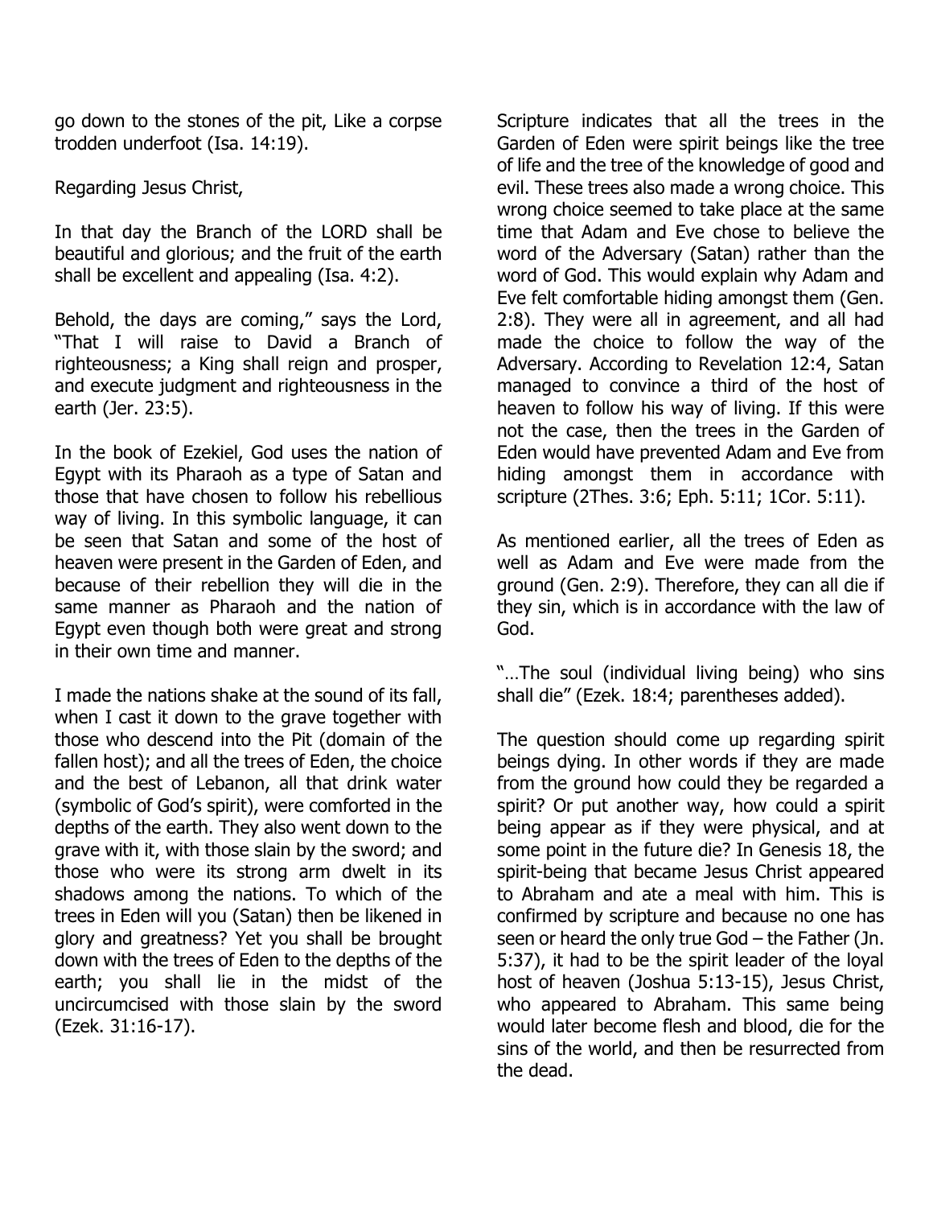go down to the stones of the pit, Like a corpse trodden underfoot (Isa. 14:19).

Regarding Jesus Christ,

In that day the Branch of the LORD shall be beautiful and glorious; and the fruit of the earth shall be excellent and appealing (Isa. 4:2).

Behold, the days are coming," says the Lord, "That I will raise to David a Branch of righteousness; a King shall reign and prosper, and execute judgment and righteousness in the earth (Jer. 23:5).

In the book of Ezekiel, God uses the nation of Egypt with its Pharaoh as a type of Satan and those that have chosen to follow his rebellious way of living. In this symbolic language, it can be seen that Satan and some of the host of heaven were present in the Garden of Eden, and because of their rebellion they will die in the same manner as Pharaoh and the nation of Egypt even though both were great and strong in their own time and manner.

I made the nations shake at the sound of its fall, when I cast it down to the grave together with those who descend into the Pit (domain of the fallen host); and all the trees of Eden, the choice and the best of Lebanon, all that drink water (symbolic of God's spirit), were comforted in the depths of the earth. They also went down to the grave with it, with those slain by the sword; and those who were its strong arm dwelt in its shadows among the nations. To which of the trees in Eden will you (Satan) then be likened in glory and greatness? Yet you shall be brought down with the trees of Eden to the depths of the earth; you shall lie in the midst of the uncircumcised with those slain by the sword (Ezek. 31:16-17).

Scripture indicates that all the trees in the Garden of Eden were spirit beings like the tree of life and the tree of the knowledge of good and evil. These trees also made a wrong choice. This wrong choice seemed to take place at the same time that Adam and Eve chose to believe the word of the Adversary (Satan) rather than the word of God. This would explain why Adam and Eve felt comfortable hiding amongst them (Gen. 2:8). They were all in agreement, and all had made the choice to follow the way of the Adversary. According to Revelation 12:4, Satan managed to convince a third of the host of heaven to follow his way of living. If this were not the case, then the trees in the Garden of Eden would have prevented Adam and Eve from hiding amongst them in accordance with scripture (2Thes. 3:6; Eph. 5:11; 1Cor. 5:11).

As mentioned earlier, all the trees of Eden as well as Adam and Eve were made from the ground (Gen. 2:9). Therefore, they can all die if they sin, which is in accordance with the law of God.

"…The soul (individual living being) who sins shall die" (Ezek. 18:4; parentheses added).

The question should come up regarding spirit beings dying. In other words if they are made from the ground how could they be regarded a spirit? Or put another way, how could a spirit being appear as if they were physical, and at some point in the future die? In Genesis 18, the spirit-being that became Jesus Christ appeared to Abraham and ate a meal with him. This is confirmed by scripture and because no one has seen or heard the only true God – the Father (Jn. 5:37), it had to be the spirit leader of the loyal host of heaven (Joshua 5:13-15), Jesus Christ, who appeared to Abraham. This same being would later become flesh and blood, die for the sins of the world, and then be resurrected from the dead.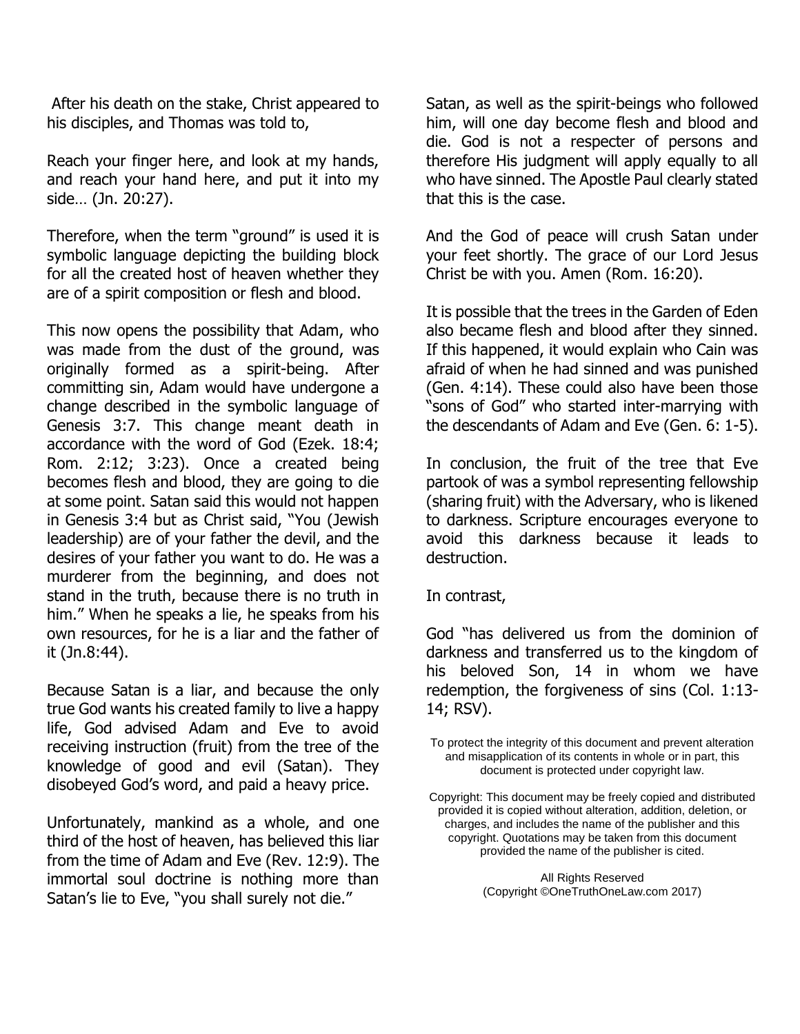After his death on the stake, Christ appeared to his disciples, and Thomas was told to,

Reach your finger here, and look at my hands, and reach your hand here, and put it into my side… (Jn. 20:27).

Therefore, when the term "ground" is used it is symbolic language depicting the building block for all the created host of heaven whether they are of a spirit composition or flesh and blood.

This now opens the possibility that Adam, who was made from the dust of the ground, was originally formed as a spirit-being. After committing sin, Adam would have undergone a change described in the symbolic language of Genesis 3:7. This change meant death in accordance with the word of God (Ezek. 18:4; Rom. 2:12; 3:23). Once a created being becomes flesh and blood, they are going to die at some point. Satan said this would not happen in Genesis 3:4 but as Christ said, "You (Jewish leadership) are of your father the devil, and the desires of your father you want to do. He was a murderer from the beginning, and does not stand in the truth, because there is no truth in him." When he speaks a lie, he speaks from his own resources, for he is a liar and the father of it (Jn.8:44).

Because Satan is a liar, and because the only true God wants his created family to live a happy life, God advised Adam and Eve to avoid receiving instruction (fruit) from the tree of the knowledge of good and evil (Satan). They disobeyed God's word, and paid a heavy price.

Unfortunately, mankind as a whole, and one third of the host of heaven, has believed this liar from the time of Adam and Eve (Rev. 12:9). The immortal soul doctrine is nothing more than Satan's lie to Eve, "you shall surely not die."

Satan, as well as the spirit-beings who followed him, will one day become flesh and blood and die. God is not a respecter of persons and therefore His judgment will apply equally to all who have sinned. The Apostle Paul clearly stated that this is the case.

And the God of peace will crush Satan under your feet shortly. The grace of our Lord Jesus Christ be with you. Amen (Rom. 16:20).

It is possible that the trees in the Garden of Eden also became flesh and blood after they sinned. If this happened, it would explain who Cain was afraid of when he had sinned and was punished (Gen. 4:14). These could also have been those "sons of God" who started inter-marrying with the descendants of Adam and Eve (Gen. 6: 1-5).

In conclusion, the fruit of the tree that Eve partook of was a symbol representing fellowship (sharing fruit) with the Adversary, who is likened to darkness. Scripture encourages everyone to avoid this darkness because it leads to destruction.

In contrast,

God "has delivered us from the dominion of darkness and transferred us to the kingdom of his beloved Son, 14 in whom we have redemption, the forgiveness of sins (Col. 1:13-14; RSV).

To protect the integrity of this document and prevent alteration and misapplication of its contents in whole or in part, this document is protected under copyright law.

Copyright: This document may be freely copied and distributed provided it is copied without alteration, addition, deletion, or charges, and includes the name of the publisher and this copyright. Quotations may be taken from this document provided the name of the publisher is cited.

All Rights Reserved
(Copyright ©OneTruthOneLaw.com 2017)